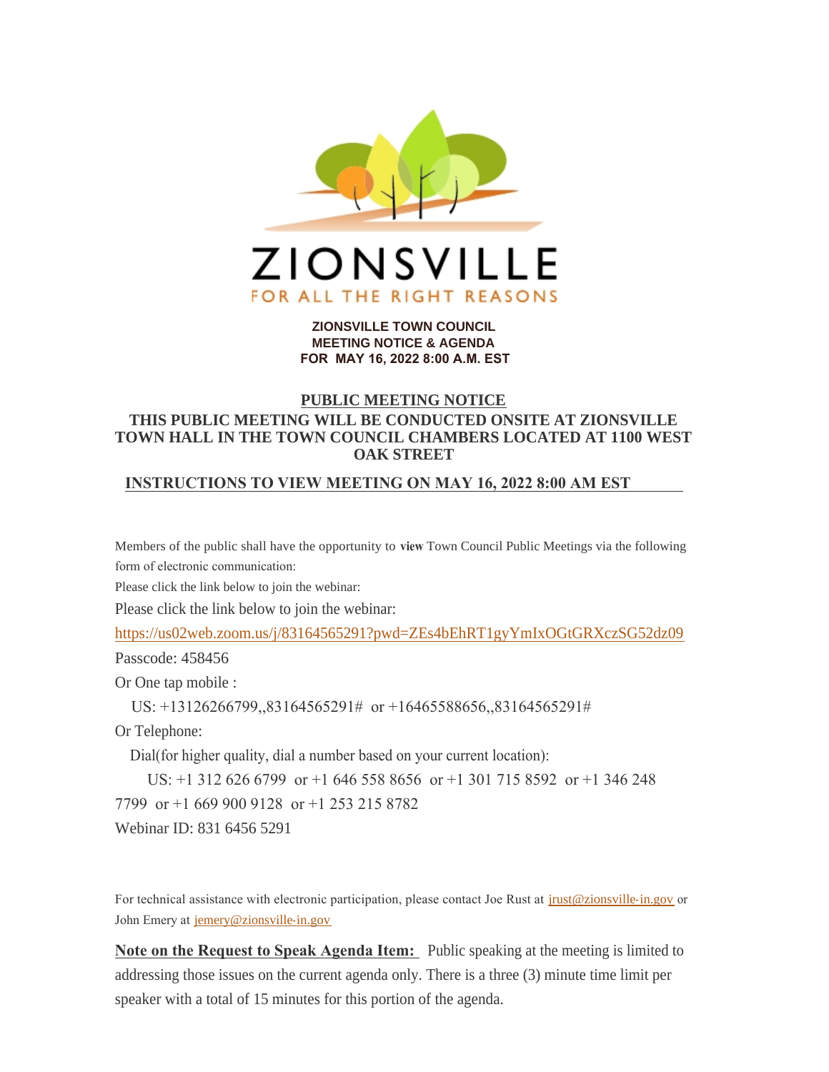ZIONSVILLE

FOR ALL THE RIGHT REASONS

**ZIONSVILLE TOWN COUNCIL**
**MEETING NOTICE & AGENDA**
**FOR MAY 16, 2022 8:00 A.M. EST**

## PUBLIC MEETING NOTICE

**THIS PUBLIC MEETING WILL BE CONDUCTED ONSITE AT ZIONSVILLE TOWN HALL IN THE TOWN COUNCIL CHAMBERS LOCATED AT 1100 WEST OAK STREET**

**INSTRUCTIONS TO VIEW MEETING ON MAY 16, 2022 8:00 AM EST**

Members of the public shall have the opportunity to **view** Town Council Public Meetings via the following form of electronic communication:

Please click the link below to join the webinar:

Please click the link below to join the webinar:

https://us02web.zoom.us/j/83164565291?pwd=ZEs4bEhRT1gyYmIxOGtGRXczSG52dz09

Passcode: 458456

Or One tap mobile :

US: +13126266799,,83164565291# or +16465588656,,83164565291#

Or Telephone:

Dial(for higher quality, dial a number based on your current location):

US: +1 312 626 6799 or +1 646 558 8656 or +1 301 715 8592 or +1 346 248 7799 or +1 669 900 9128 or +1 253 215 8782

Webinar ID: 831 6456 5291

For technical assistance with electronic participation, please contact Joe Rust at jrust@zionsville-in.gov or John Emery at jemery@zionsville-in.gov

**Note on the Request to Speak Agenda Item:** Public speaking at the meeting is limited to addressing those issues on the current agenda only. There is a three (3) minute time limit per speaker with a total of 15 minutes for this portion of the agenda.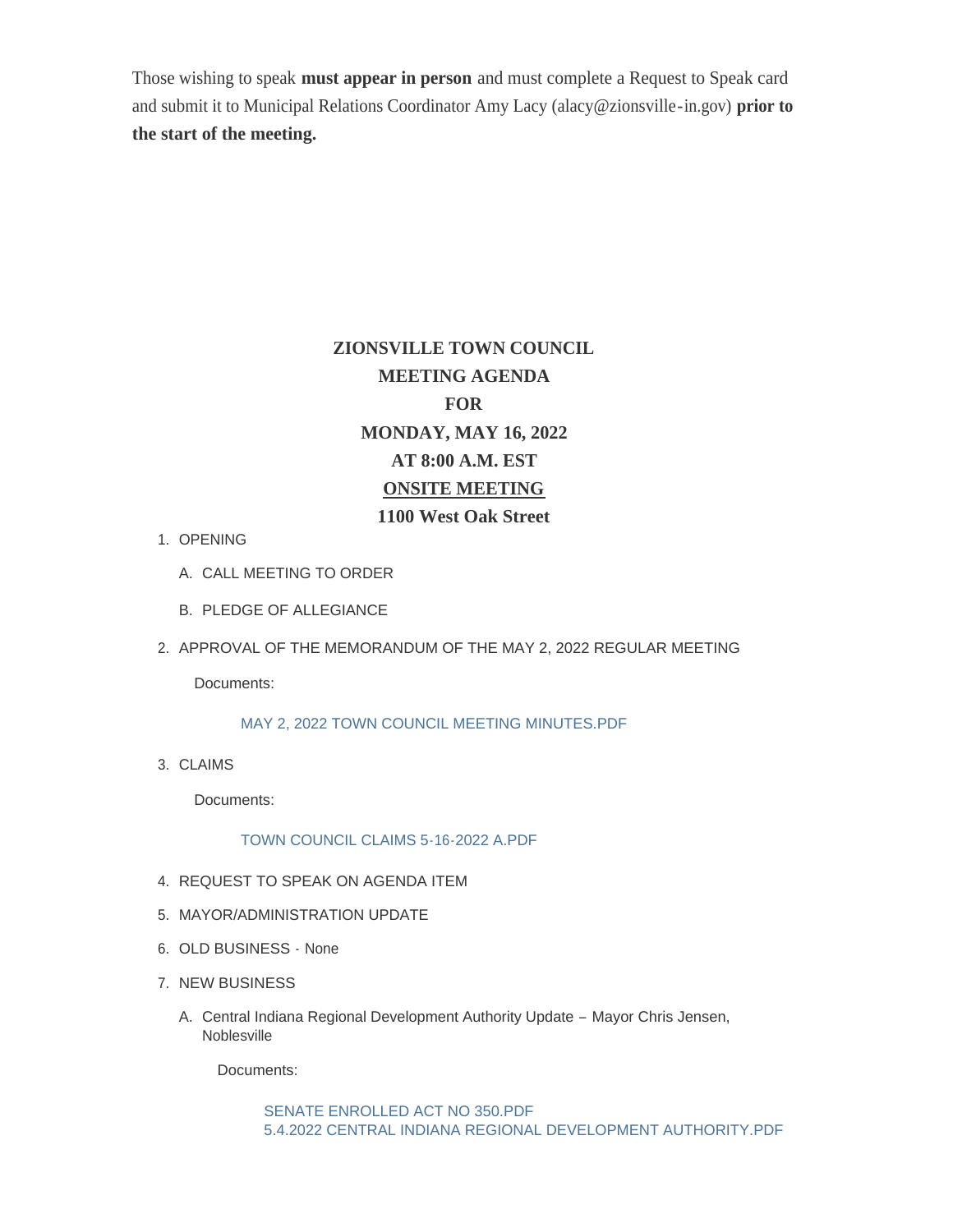Those wishing to speak **must appear in person** and must complete a Request to Speak card and submit it to Municipal Relations Coordinator Amy Lacy (alacy@zionsville-in.gov) **prior to the start of the meeting.**

**ZIONSVILLE TOWN COUNCIL**
**MEETING AGENDA**
**FOR**
**MONDAY, MAY 16, 2022**
**AT 8:00 A.M. EST**
**<u>ONSITE MEETING</u>**
**1100 West Oak Street**

1. OPENING
   A. CALL MEETING TO ORDER
   B. PLEDGE OF ALLEGIANCE
2. APPROVAL OF THE MEMORANDUM OF THE MAY 2, 2022 REGULAR MEETING

   Documents:

   MAY 2, 2022 TOWN COUNCIL MEETING MINUTES.PDF
3. CLAIMS

   Documents:

   TOWN COUNCIL CLAIMS 5-16-2022 A.PDF
4. REQUEST TO SPEAK ON AGENDA ITEM
5. MAYOR/ADMINISTRATION UPDATE
6. OLD BUSINESS - None
7. NEW BUSINESS
   A. Central Indiana Regional Development Authority Update – Mayor Chris Jensen, Noblesville

      Documents:

      SENATE ENROLLED ACT NO 350.PDF
      5.4.2022 CENTRAL INDIANA REGIONAL DEVELOPMENT AUTHORITY.PDF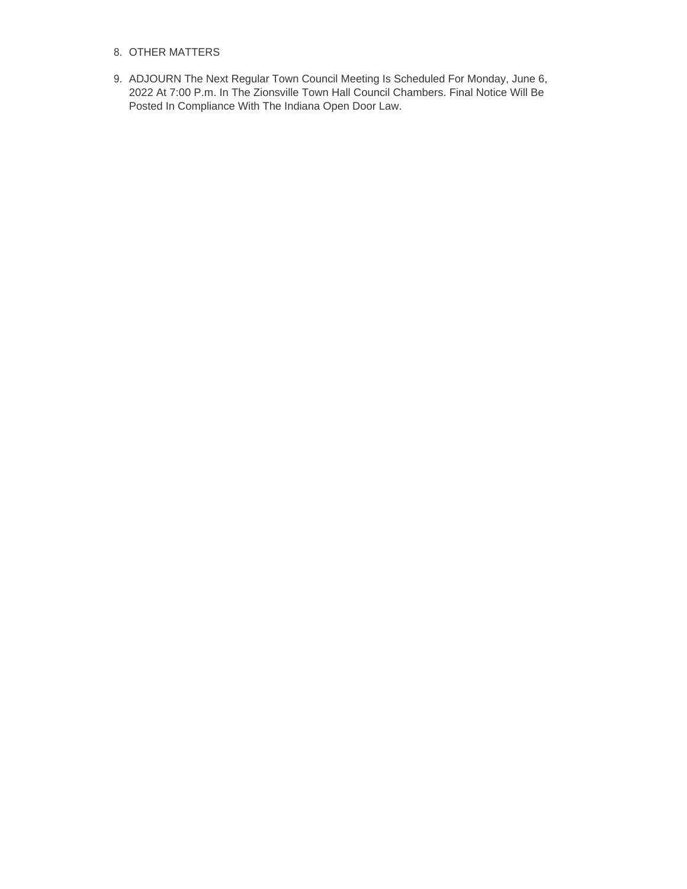8. OTHER MATTERS

9. ADJOURN The Next Regular Town Council Meeting Is Scheduled For Monday, June 6, 2022 At 7:00 P.m. In The Zionsville Town Hall Council Chambers. Final Notice Will Be Posted In Compliance With The Indiana Open Door Law.